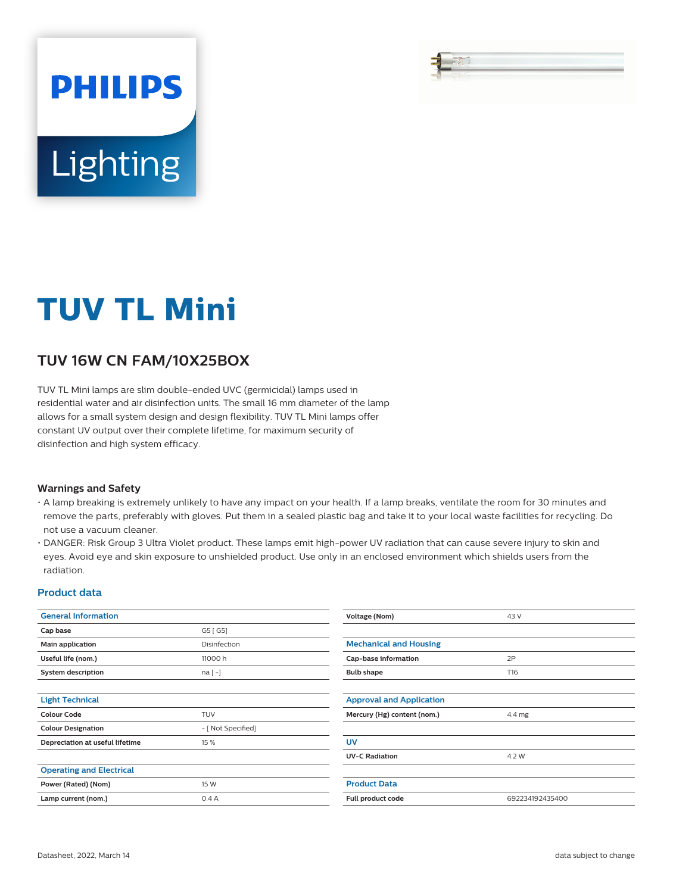# TUV TL Mini

## TUV 16W CN FAM/10X25BOX

TUV TL Mini lamps are slim double-ended UVC (germicidal) lamps used in residential water and air disinfection units. The small 16 mm diameter of the lamp allows for a small system design and design flexibility. TUV TL Mini lamps offer constant UV output over their complete lifetime, for maximum security of disinfection and high system efficacy.

### Warnings and Safety

- A lamp breaking is extremely unlikely to have any impact on your health. If a lamp breaks, ventilate the room for 30 minutes and remove the parts, preferably with gloves. Put them in a sealed plastic bag and take it to your local waste facilities for recycling. Do not use a vacuum cleaner.
- DANGER: Risk Group 3 Ultra Violet product. These lamps emit high-power UV radiation that can cause severe injury to skin and eyes. Avoid eye and skin exposure to unshielded product. Use only in an enclosed environment which shields users from the radiation.

### Product data

| General Information | |
|---|---|
| Cap base | G5 [ G5] |
| Main application | Disinfection |
| Useful life (nom.) | 11000 h |
| System description | na [ -] |

| Light Technical | |
|---|---|
| Colour Code | TUV |
| Colour Designation | - [ Not Specified] |
| Depreciation at useful lifetime | 15 % |

| Operating and Electrical | |
|---|---|
| Power (Rated) (Nom) | 15 W |
| Lamp current (nom.) | 0.4 A |
| Voltage (Nom) | 43 V |

| Mechanical and Housing | |
|---|---|
| Cap-base information | 2P |
| Bulb shape | T16 |

| Approval and Application | |
|---|---|
| Mercury (Hg) content (nom.) | 4.4 mg |

| UV | |
|---|---|
| UV-C Radiation | 4.2 W |

| Product Data | |
|---|---|
| Full product code | 692234192435400 |

Datasheet, 2022, March 14 data subject to change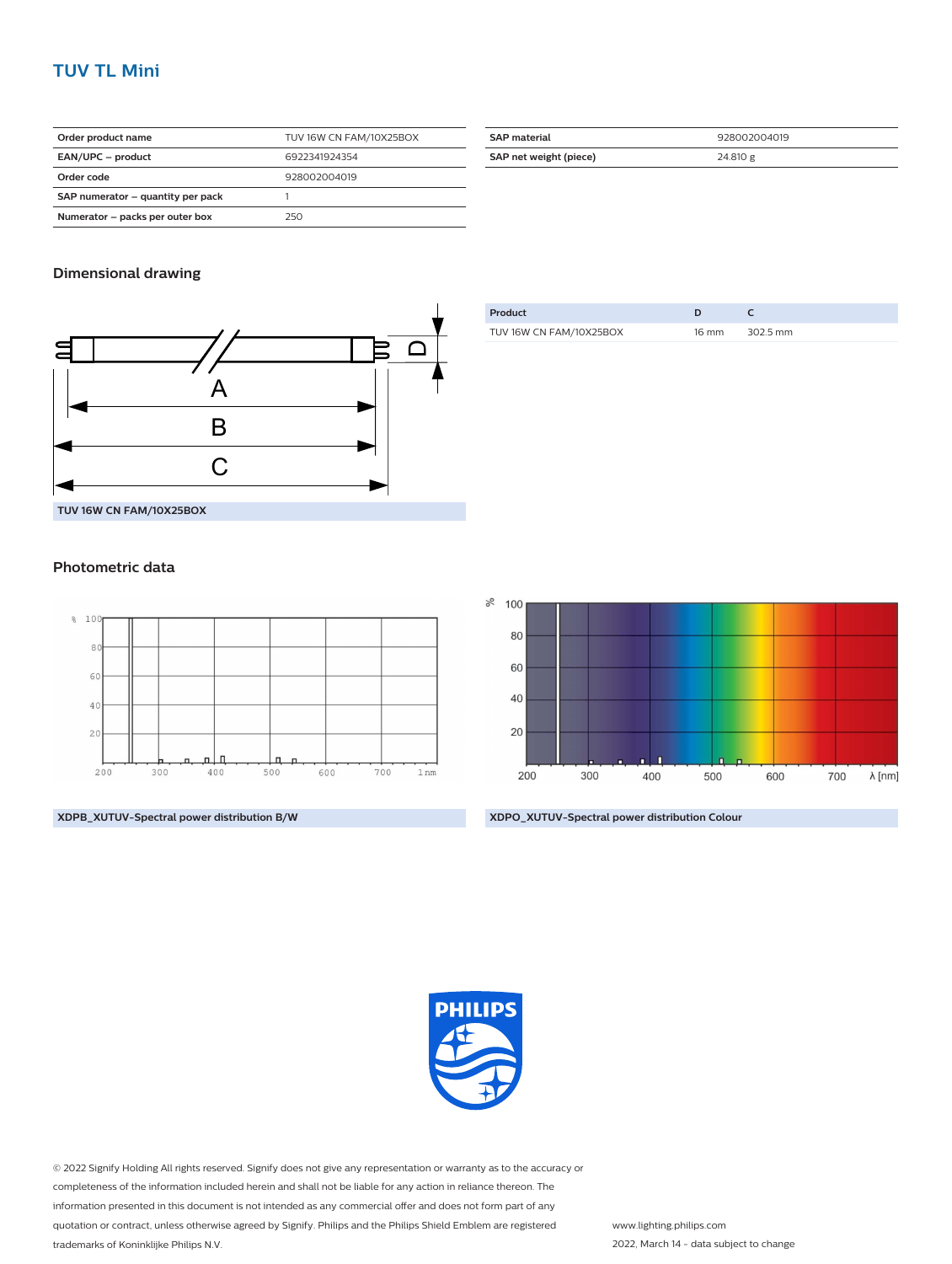## TUV TL Mini

| | |
|---|---|
| **Order product name** | TUV 16W CN FAM/10X25BOX |
| **EAN/UPC – product** | 6922341924354 |
| **Order code** | 928002004019 |
| **SAP numerator – quantity per pack** | 1 |
| **Numerator – packs per outer box** | 250 |

| | |
|---|---|
| **SAP material** | 928002004019 |
| **SAP net weight (piece)** | 24.810 g |

### Dimensional drawing

D

A

B

C

**TUV 16W CN FAM/10X25BOX**

| Product | D | C |
|---|---|---|
| TUV 16W CN FAM/10X25BOX | 16 mm | 302.5 mm |

### Photometric data

%
100
80
60
40
20
200
300
400
500
600
700
1 nm

**XDPB_XUTUV-Spectral power distribution B/W**

%
100
80
60
40
20
200
300
400
500
600
700
λ [nm]

**XDPO_XUTUV-Spectral power distribution Colour**

© 2022 Signify Holding All rights reserved. Signify does not give any representation or warranty as to the accuracy or completeness of the information included herein and shall not be liable for any action in reliance thereon. The information presented in this document is not intended as any commercial offer and does not form part of any quotation or contract, unless otherwise agreed by Signify. Philips and the Philips Shield Emblem are registered trademarks of Koninklijke Philips N.V.

www.lighting.philips.com

2022, March 14 - data subject to change